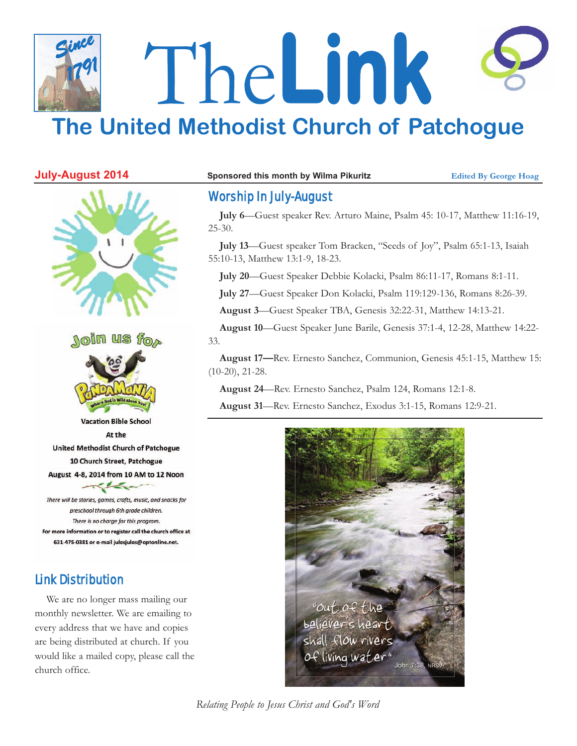# The Link

## The United Methodist Church of Patchogue

Since 1791

**July-August 2014** | Sponsored this month by Wilma Pikuritz | Edited By George Hoag

## Worship In July-August

**July 6**—Guest speaker Rev. Arturo Maine, Psalm 45: 10-17, Matthew 11:16-19, 25-30.

**July 13**—Guest speaker Tom Bracken, "Seeds of Joy", Psalm 65:1-13, Isaiah 55:10-13, Matthew 13:1-9, 18-23.

**July 20**—Guest Speaker Debbie Kolacki, Psalm 86:11-17, Romans 8:1-11.

**July 27**—Guest Speaker Don Kolacki, Psalm 119:129-136, Romans 8:26-39.

**August 3**—Guest Speaker TBA, Genesis 32:22-31, Matthew 14:13-21.

**August 10**—Guest Speaker June Barile, Genesis 37:1-4, 12-28, Matthew 14:22-33.

**August 17—**Rev. Ernesto Sanchez, Communion, Genesis 45:1-15, Matthew 15: (10-20), 21-28.

**August 24**—Rev. Ernesto Sanchez, Psalm 124, Romans 12:1-8.

**August 31**—Rev. Ernesto Sanchez, Exodus 3:1-15, Romans 12:9-21.

"Out of the believer's heart shall flow rivers of living water." John 7:38, NRSV

Join us for PandaMania — Where God is Wild about You!

**Vacation Bible School**
**At the**
**United Methodist Church of Patchogue**
**10 Church Street, Patchogue**
**August 4-8, 2014 from 10 AM to 12 Noon**

*There will be stories, games, crafts, music, and snacks for preschool through 6th grade children.*
*There is no charge for this program.*
**For more information or to register call the church office at 631-475-0381 or e-mail julesjules@optonline.net.**

## Link Distribution

We are no longer mass mailing our monthly newsletter. We are emailing to every address that we have and copies are being distributed at church. If you would like a mailed copy, please call the church office.

*Relating People to Jesus Christ and God's Word*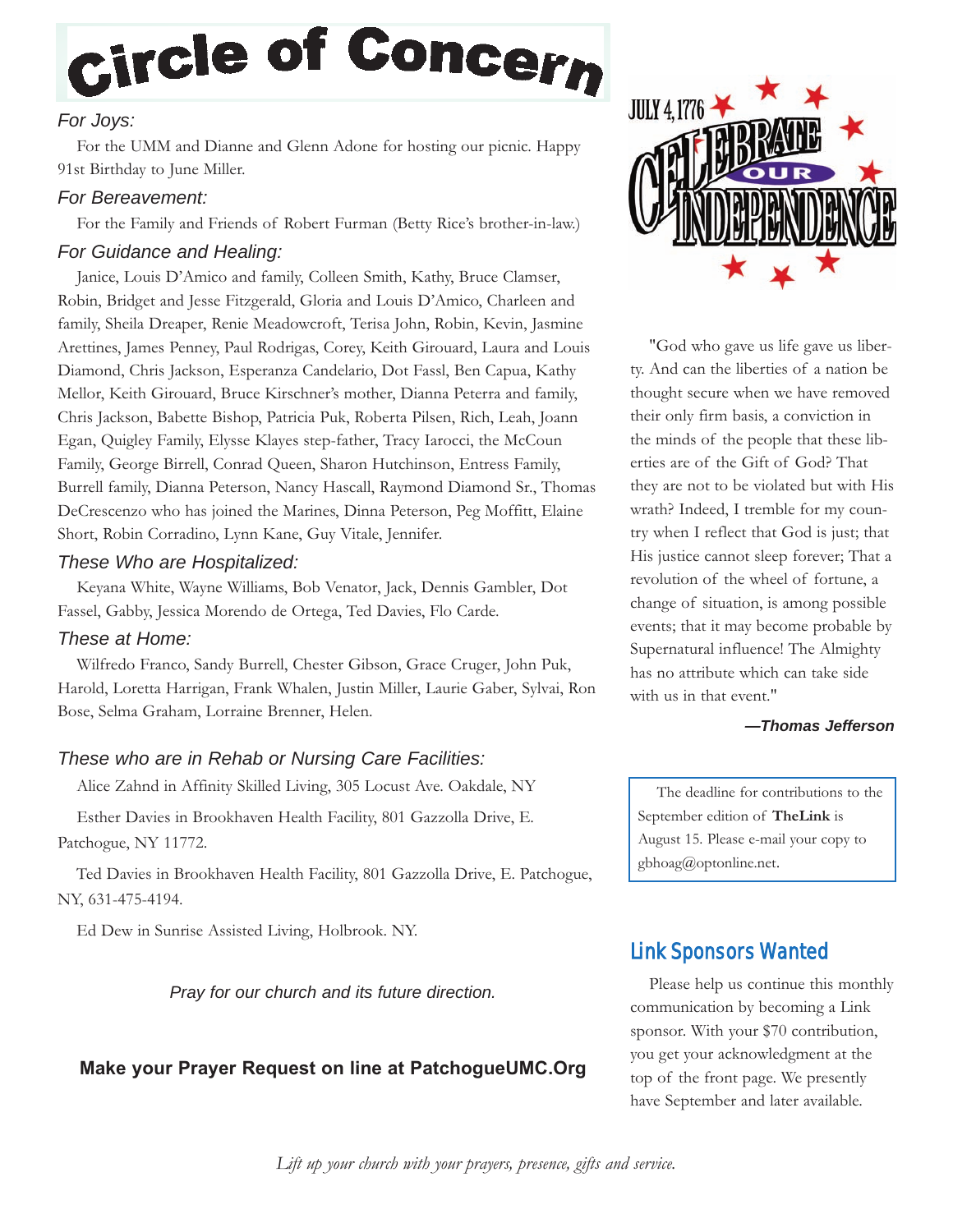# Circle of Concern

### *For Joys:*

For the UMM and Dianne and Glenn Adone for hosting our picnic. Happy 91st Birthday to June Miller.

### *For Bereavement:*

For the Family and Friends of Robert Furman (Betty Rice's brother-in-law.)

### *For Guidance and Healing:*

Janice, Louis D'Amico and family, Colleen Smith, Kathy, Bruce Clamser, Robin, Bridget and Jesse Fitzgerald, Gloria and Louis D'Amico, Charleen and family, Sheila Dreaper, Renie Meadowcroft, Terisa John, Robin, Kevin, Jasmine Arettines, James Penney, Paul Rodrigas, Corey, Keith Girouard, Laura and Louis Diamond, Chris Jackson, Esperanza Candelario, Dot Fassl, Ben Capua, Kathy Mellor, Keith Girouard, Bruce Kirschner's mother, Dianna Peterra and family, Chris Jackson, Babette Bishop, Patricia Puk, Roberta Pilsen, Rich, Leah, Joann Egan, Quigley Family, Elysse Klayes step-father, Tracy Iarocci, the McCoun Family, George Birrell, Conrad Queen, Sharon Hutchinson, Entress Family, Burrell family, Dianna Peterson, Nancy Hascall, Raymond Diamond Sr., Thomas DeCrescenzo who has joined the Marines, Dinna Peterson, Peg Moffitt, Elaine Short, Robin Corradino, Lynn Kane, Guy Vitale, Jennifer.

### *These Who are Hospitalized:*

Keyana White, Wayne Williams, Bob Venator, Jack, Dennis Gambler, Dot Fassel, Gabby, Jessica Morendo de Ortega, Ted Davies, Flo Carde.

### *These at Home:*

Wilfredo Franco, Sandy Burrell, Chester Gibson, Grace Cruger, John Puk, Harold, Loretta Harrigan, Frank Whalen, Justin Miller, Laurie Gaber, Sylvai, Ron Bose, Selma Graham, Lorraine Brenner, Helen.

### *These who are in Rehab or Nursing Care Facilities:*

Alice Zahnd in Affinity Skilled Living, 305 Locust Ave. Oakdale, NY

Esther Davies in Brookhaven Health Facility, 801 Gazzolla Drive, E. Patchogue, NY 11772.

Ted Davies in Brookhaven Health Facility, 801 Gazzolla Drive, E. Patchogue, NY, 631-475-4194.

Ed Dew in Sunrise Assisted Living, Holbrook. NY.

*Pray for our church and its future direction.*

**Make your Prayer Request on line at PatchogueUMC.Org**

JULY 4, 1776 CELEBRATE OUR INDEPENDENCE

"God who gave us life gave us liberty. And can the liberties of a nation be thought secure when we have removed their only firm basis, a conviction in the minds of the people that these liberties are of the Gift of God? That they are not to be violated but with His wrath? Indeed, I tremble for my country when I reflect that God is just; that His justice cannot sleep forever; That a revolution of the wheel of fortune, a change of situation, is among possible events; that it may become probable by Supernatural influence! The Almighty has no attribute which can take side with us in that event."

***—Thomas Jefferson***

The deadline for contributions to the September edition of **TheLink** is August 15. Please e-mail your copy to gbhoag@optonline.net.

## Link Sponsors Wanted

Please help us continue this monthly communication by becoming a Link sponsor. With your $70 contribution, you get your acknowledgment at the top of the front page. We presently have September and later available.

*Lift up your church with your prayers, presence, gifts and service.*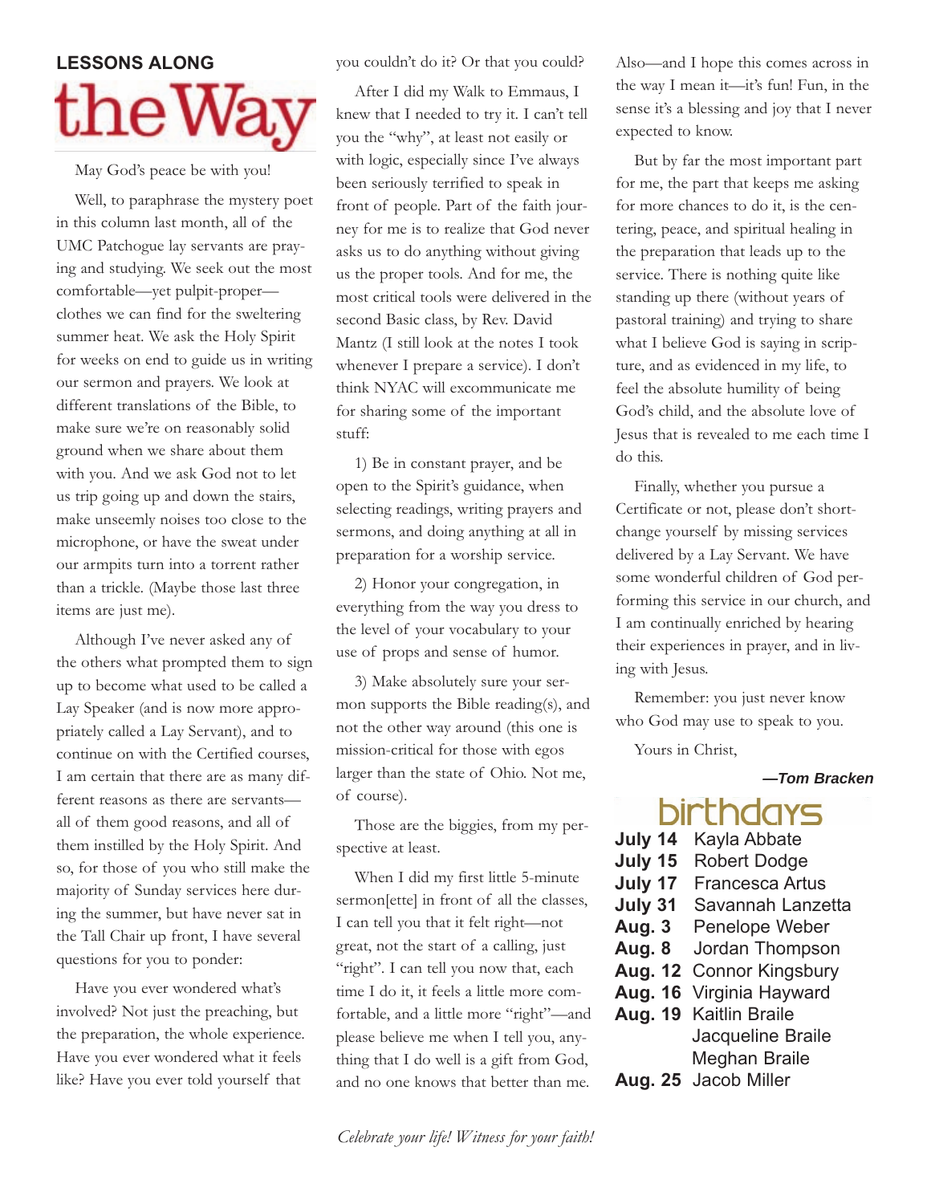## LESSONS ALONG the Way

May God's peace be with you!

Well, to paraphrase the mystery poet in this column last month, all of the UMC Patchogue lay servants are praying and studying. We seek out the most comfortable—yet pulpit-proper—clothes we can find for the sweltering summer heat. We ask the Holy Spirit for weeks on end to guide us in writing our sermon and prayers. We look at different translations of the Bible, to make sure we're on reasonably solid ground when we share about them with you. And we ask God not to let us trip going up and down the stairs, make unseemly noises too close to the microphone, or have the sweat under our armpits turn into a torrent rather than a trickle. (Maybe those last three items are just me).

Although I've never asked any of the others what prompted them to sign up to become what used to be called a Lay Speaker (and is now more appropriately called a Lay Servant), and to continue on with the Certified courses, I am certain that there are as many different reasons as there are servants—all of them good reasons, and all of them instilled by the Holy Spirit. And so, for those of you who still make the majority of Sunday services here during the summer, but have never sat in the Tall Chair up front, I have several questions for you to ponder:

Have you ever wondered what's involved? Not just the preaching, but the preparation, the whole experience. Have you ever wondered what it feels like? Have you ever told yourself that you couldn't do it? Or that you could?

After I did my Walk to Emmaus, I knew that I needed to try it. I can't tell you the "why", at least not easily or with logic, especially since I've always been seriously terrified to speak in front of people. Part of the faith journey for me is to realize that God never asks us to do anything without giving us the proper tools. And for me, the most critical tools were delivered in the second Basic class, by Rev. David Mantz (I still look at the notes I took whenever I prepare a service). I don't think NYAC will excommunicate me for sharing some of the important stuff:

1) Be in constant prayer, and be open to the Spirit's guidance, when selecting readings, writing prayers and sermons, and doing anything at all in preparation for a worship service.

2) Honor your congregation, in everything from the way you dress to the level of your vocabulary to your use of props and sense of humor.

3) Make absolutely sure your sermon supports the Bible reading(s), and not the other way around (this one is mission-critical for those with egos larger than the state of Ohio. Not me, of course).

Those are the biggies, from my perspective at least.

When I did my first little 5-minute sermon[ette] in front of all the classes, I can tell you that it felt right—not great, not the start of a calling, just "right". I can tell you now that, each time I do it, it feels a little more comfortable, and a little more "right"—and please believe me when I tell you, anything that I do well is a gift from God, and no one knows that better than me.

Also—and I hope this comes across in the way I mean it—it's fun! Fun, in the sense it's a blessing and joy that I never expected to know.

But by far the most important part for me, the part that keeps me asking for more chances to do it, is the centering, peace, and spiritual healing in the preparation that leads up to the service. There is nothing quite like standing up there (without years of pastoral training) and trying to share what I believe God is saying in scripture, and as evidenced in my life, to feel the absolute humility of being God's child, and the absolute love of Jesus that is revealed to me each time I do this.

Finally, whether you pursue a Certificate or not, please don't shortchange yourself by missing services delivered by a Lay Servant. We have some wonderful children of God performing this service in our church, and I am continually enriched by hearing their experiences in prayer, and in living with Jesus.

Remember: you just never know who God may use to speak to you.

Yours in Christ,

***—Tom Bracken***

## birthdays

| | |
|---|---|
| **July 14** | Kayla Abbate |
| **July 15** | Robert Dodge |
| **July 17** | Francesca Artus |
| **July 31** | Savannah Lanzetta |
| **Aug. 3** | Penelope Weber |
| **Aug. 8** | Jordan Thompson |
| **Aug. 12** | Connor Kingsbury |
| **Aug. 16** | Virginia Hayward |
| **Aug. 19** | Kaitlin Braile |
| | Jacqueline Braile |
| | Meghan Braile |
| **Aug. 25** | Jacob Miller |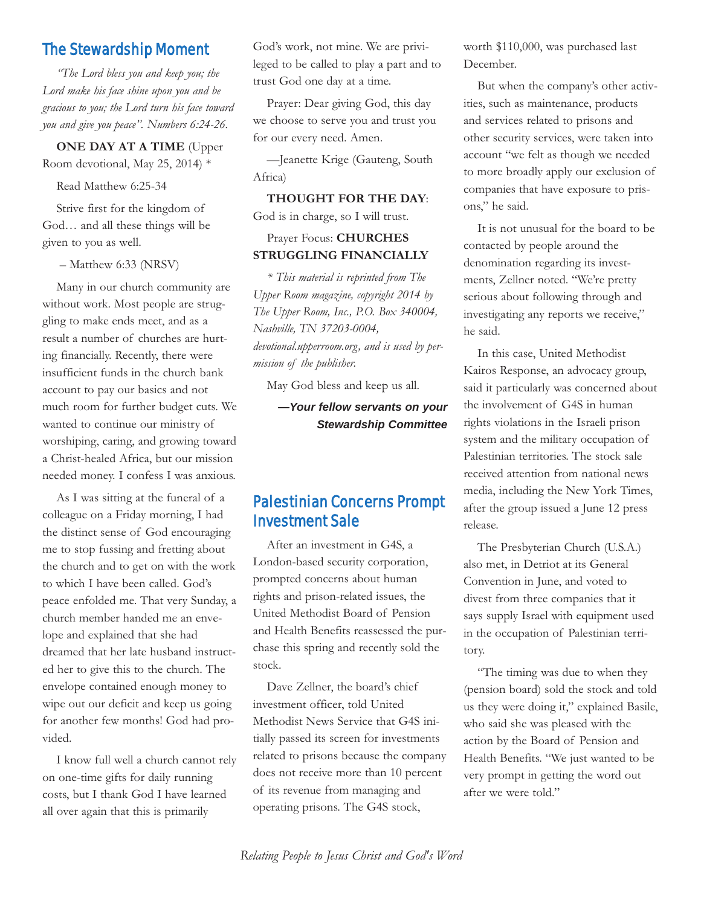## The Stewardship Moment

*"The Lord bless you and keep you; the Lord make his face shine upon you and be gracious to you; the Lord turn his face toward you and give you peace". Numbers 6:24-26.*

**ONE DAY AT A TIME** (Upper Room devotional, May 25, 2014) *

Read Matthew 6:25-34

Strive first for the kingdom of God… and all these things will be given to you as well.

– Matthew 6:33 (NRSV)

Many in our church community are without work. Most people are struggling to make ends meet, and as a result a number of churches are hurting financially. Recently, there were insufficient funds in the church bank account to pay our basics and not much room for further budget cuts. We wanted to continue our ministry of worshiping, caring, and growing toward a Christ-healed Africa, but our mission needed money. I confess I was anxious.

As I was sitting at the funeral of a colleague on a Friday morning, I had the distinct sense of God encouraging me to stop fussing and fretting about the church and to get on with the work to which I have been called. God's peace enfolded me. That very Sunday, a church member handed me an envelope and explained that she had dreamed that her late husband instructed her to give this to the church. The envelope contained enough money to wipe out our deficit and keep us going for another few months! God had provided.

I know full well a church cannot rely on one-time gifts for daily running costs, but I thank God I have learned all over again that this is primarily God's work, not mine. We are privileged to be called to play a part and to trust God one day at a time.

Prayer: Dear giving God, this day we choose to serve you and trust you for our every need. Amen.

—Jeanette Krige (Gauteng, South Africa)

**THOUGHT FOR THE DAY**: God is in charge, so I will trust.

Prayer Focus: **CHURCHES STRUGGLING FINANCIALLY**

*\* This material is reprinted from The Upper Room magazine, copyright 2014 by The Upper Room, Inc., P.O. Box 340004, Nashville, TN 37203-0004, devotional.upperroom.org, and is used by permission of the publisher.*

May God bless and keep us all.

***—Your fellow servants on your Stewardship Committee***

## Palestinian Concerns Prompt Investment Sale

After an investment in G4S, a London-based security corporation, prompted concerns about human rights and prison-related issues, the United Methodist Board of Pension and Health Benefits reassessed the purchase this spring and recently sold the stock.

Dave Zellner, the board's chief investment officer, told United Methodist News Service that G4S initially passed its screen for investments related to prisons because the company does not receive more than 10 percent of its revenue from managing and operating prisons. The G4S stock, worth $110,000, was purchased last December.

But when the company's other activities, such as maintenance, products and services related to prisons and other security services, were taken into account "we felt as though we needed to more broadly apply our exclusion of companies that have exposure to prisons," he said.

It is not unusual for the board to be contacted by people around the denomination regarding its investments, Zellner noted. "We're pretty serious about following through and investigating any reports we receive," he said.

In this case, United Methodist Kairos Response, an advocacy group, said it particularly was concerned about the involvement of G4S in human rights violations in the Israeli prison system and the military occupation of Palestinian territories. The stock sale received attention from national news media, including the New York Times, after the group issued a June 12 press release.

The Presbyterian Church (U.S.A.) also met, in Detriot at its General Convention in June, and voted to divest from three companies that it says supply Israel with equipment used in the occupation of Palestinian territory.

"The timing was due to when they (pension board) sold the stock and told us they were doing it," explained Basile, who said she was pleased with the action by the Board of Pension and Health Benefits. "We just wanted to be very prompt in getting the word out after we were told."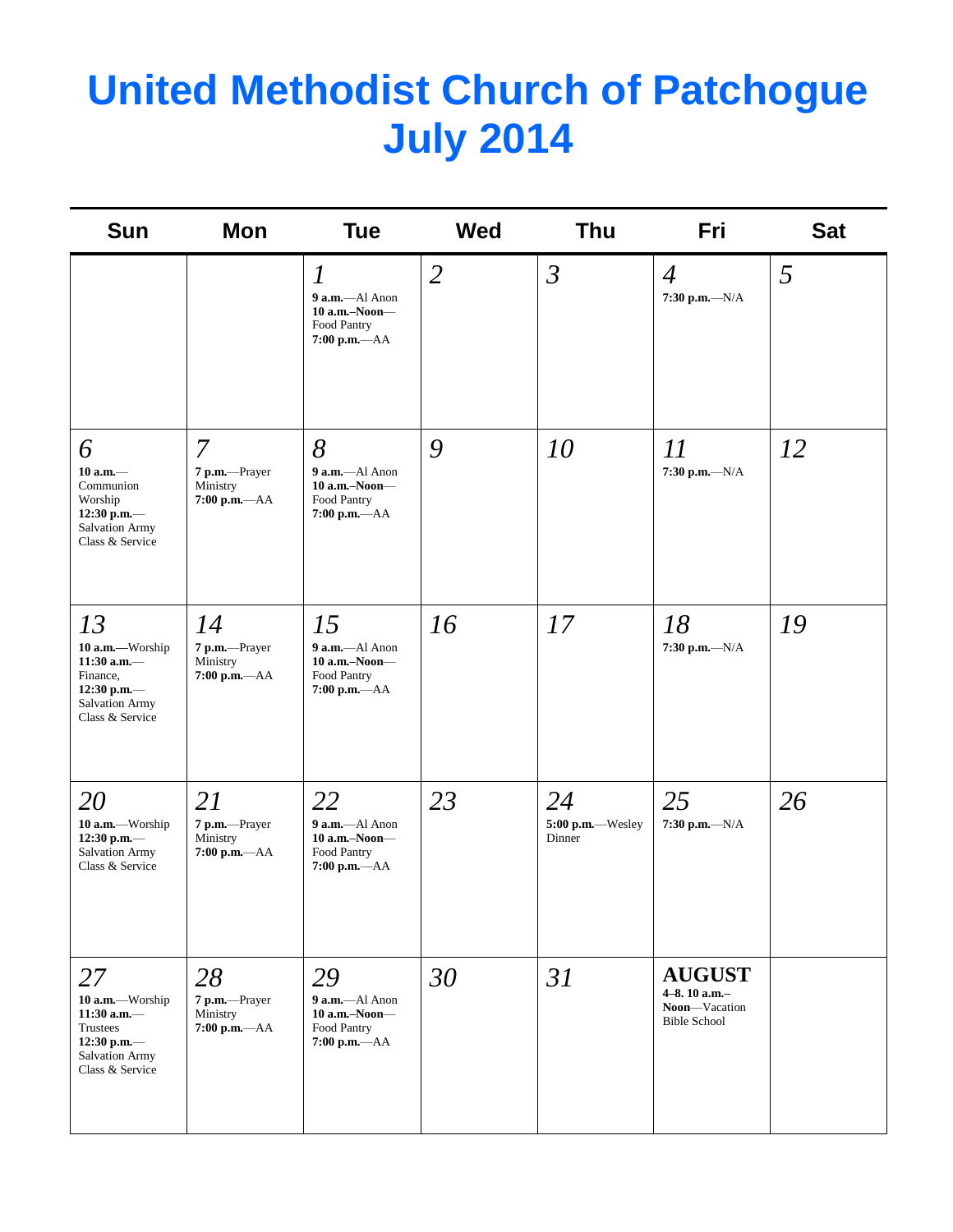# United Methodist Church of Patchogue
# July 2014

| Sun | Mon | Tue | Wed | Thu | Fri | Sat |
|---|---|---|---|---|---|---|
| | | *1* **9 a.m.**—Al Anon **10 a.m.–Noon**—Food Pantry **7:00 p.m.**—AA | *2* | *3* | *4* **7:30 p.m.**—N/A | *5* |
| *6* **10 a.m.**—Communion Worship **12:30 p.m.**—Salvation Army Class & Service | *7* **7 p.m.**—Prayer Ministry **7:00 p.m.**—AA | *8* **9 a.m.**—Al Anon **10 a.m.–Noon**—Food Pantry **7:00 p.m.**—AA | *9* | *10* | *11* **7:30 p.m.**—N/A | *12* |
| *13* **10 a.m.—**Worship **11:30 a.m.**—Finance, **12:30 p.m.**—Salvation Army Class & Service | *14* **7 p.m.**—Prayer Ministry **7:00 p.m.**—AA | *15* **9 a.m.**—Al Anon **10 a.m.–Noon**—Food Pantry **7:00 p.m.**—AA | *16* | *17* | *18* **7:30 p.m.**—N/A | *19* |
| *20* **10 a.m.**—Worship **12:30 p.m.**—Salvation Army Class & Service | *21* **7 p.m.**—Prayer Ministry **7:00 p.m.**—AA | *22* **9 a.m.**—Al Anon **10 a.m.–Noon**—Food Pantry **7:00 p.m.**—AA | *23* | *24* **5:00 p.m.**—Wesley Dinner | *25* **7:30 p.m.**—N/A | *26* |
| *27* **10 a.m.**—Worship **11:30 a.m.**—Trustees **12:30 p.m.**—Salvation Army Class & Service | *28* **7 p.m.**—Prayer Ministry **7:00 p.m.**—AA | *29* **9 a.m.**—Al Anon **10 a.m.–Noon**—Food Pantry **7:00 p.m.**—AA | *30* | *31* | **AUGUST** **4–8. 10 a.m.–Noon**—Vacation Bible School | |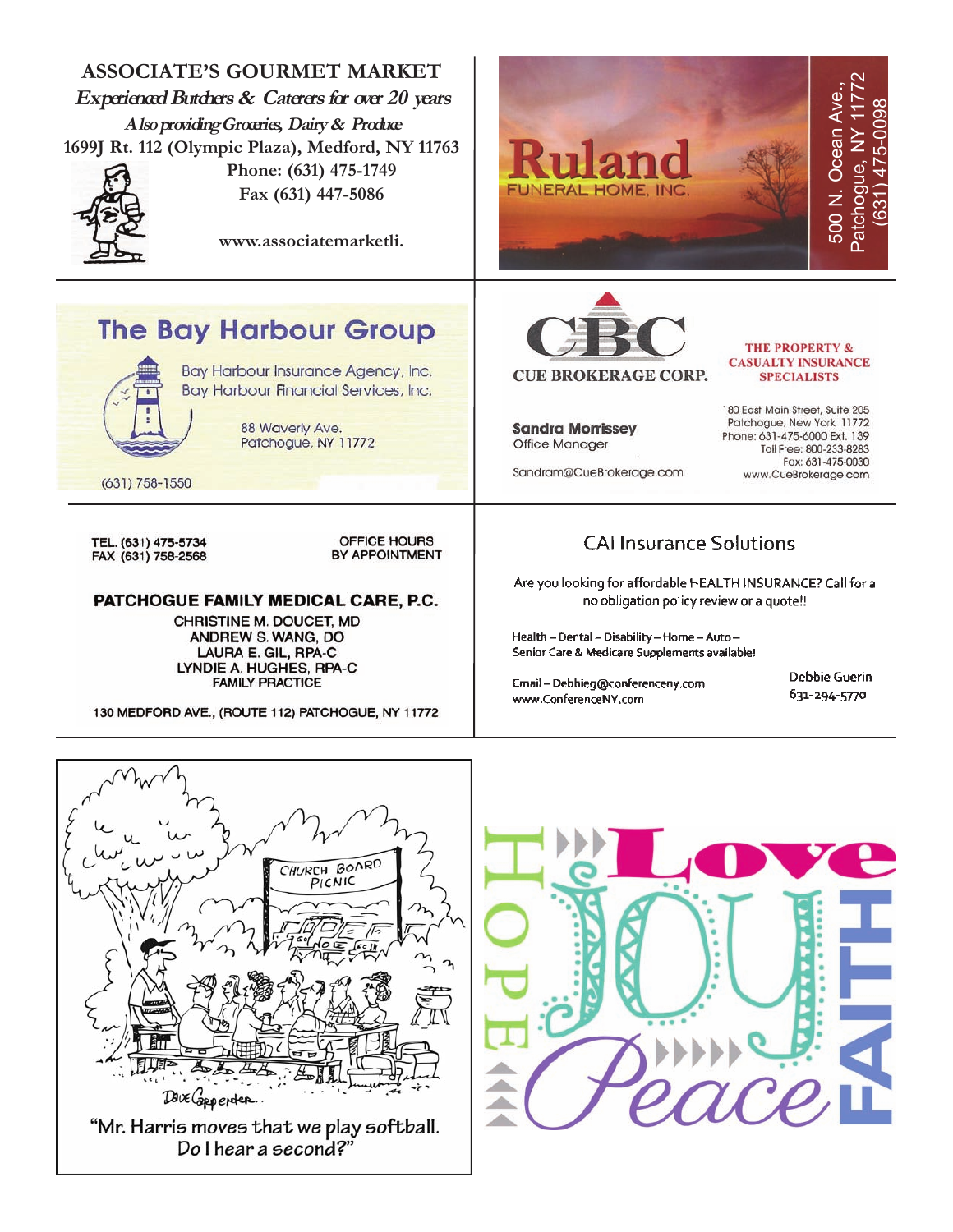## ASSOCIATE'S GOURMET MARKET

***Experienced Butchers & Caterers for over 20 years***

***Also providing Groceries, Dairy & Produce***

**1699J Rt. 112 (Olympic Plaza), Medford, NY 11763**

**Phone: (631) 475-1749**

**Fax (631) 447-5086**

**www.associatemarketli.**

---

## Ruland

FUNERAL HOME, INC.

500 N. Ocean Ave.,
Patchogue, NY 11772
(631) 475-0098

---

## The Bay Harbour Group

Bay Harbour Insurance Agency, Inc.
Bay Harbour Financial Services, Inc.

88 Waverly Ave.
Patchogue, NY 11772

(631) 758-1550

---

## CBC

**CUE BROKERAGE CORP.**

**THE PROPERTY & CASUALTY INSURANCE SPECIALISTS**

**Sandra Morrissey**
Office Manager

Sandram@CueBrokerage.com

180 East Main Street, Suite 205
Patchogue, New York 11772
Phone: 631-475-6000 Ext. 139
Toll Free: 800-233-8283
Fax: 631-475-0030
www.CueBrokerage.com

---

TEL. (631) 475-5734
FAX (631) 758-2568

OFFICE HOURS
BY APPOINTMENT

## PATCHOGUE FAMILY MEDICAL CARE, P.C.

CHRISTINE M. DOUCET, MD
ANDREW S. WANG, DO
LAURA E. GIL, RPA-C
LYNDIE A. HUGHES, RPA-C
FAMILY PRACTICE

130 MEDFORD AVE., (ROUTE 112) PATCHOGUE, NY 11772

---

## CAI Insurance Solutions

Are you looking for affordable HEALTH INSURANCE? Call for a no obligation policy review or a quote!!

Health – Dental – Disability – Home – Auto –
Senior Care & Medicare Supplements available!

Email – Debbieg@conferenceny.com
www.ConferenceNY.com

Debbie Guerin
631-294-5770

---

"Mr. Harris moves that we play softball. Do I hear a second?"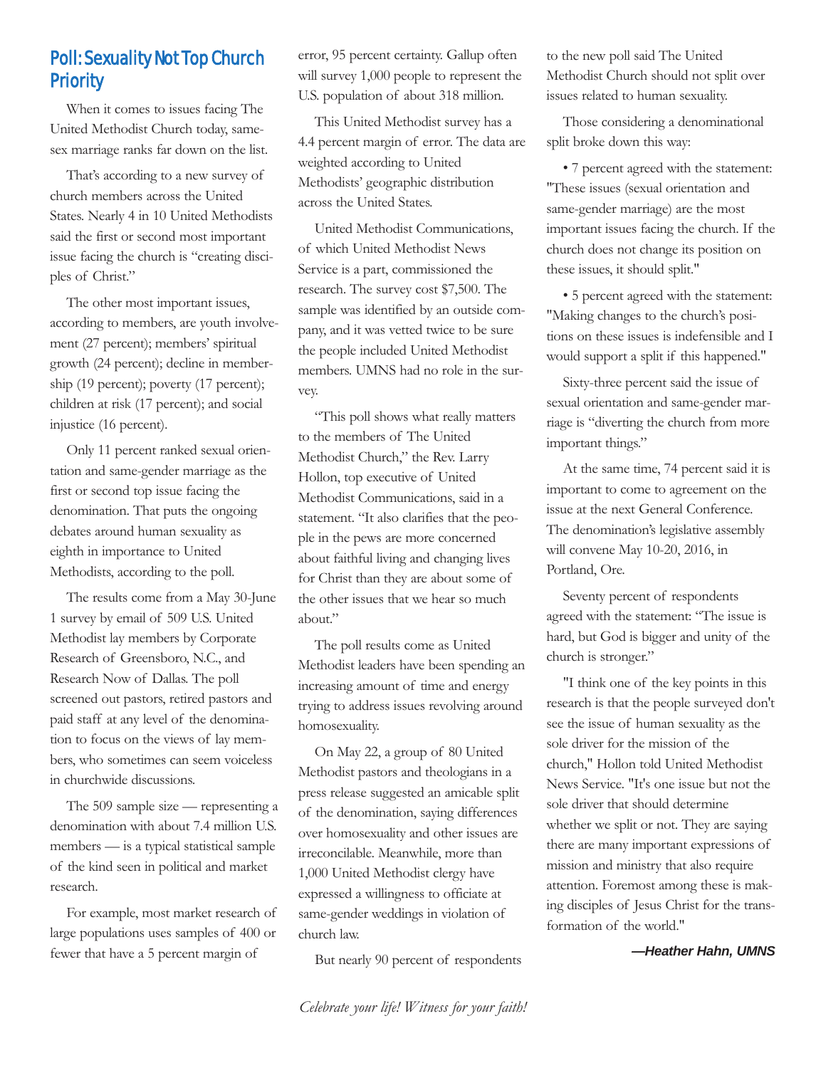## Poll: Sexuality Not Top Church Priority

When it comes to issues facing The United Methodist Church today, same-sex marriage ranks far down on the list.

That's according to a new survey of church members across the United States. Nearly 4 in 10 United Methodists said the first or second most important issue facing the church is "creating disciples of Christ."

The other most important issues, according to members, are youth involvement (27 percent); members' spiritual growth (24 percent); decline in membership (19 percent); poverty (17 percent); children at risk (17 percent); and social injustice (16 percent).

Only 11 percent ranked sexual orientation and same-gender marriage as the first or second top issue facing the denomination. That puts the ongoing debates around human sexuality as eighth in importance to United Methodists, according to the poll.

The results come from a May 30-June 1 survey by email of 509 U.S. United Methodist lay members by Corporate Research of Greensboro, N.C., and Research Now of Dallas. The poll screened out pastors, retired pastors and paid staff at any level of the denomination to focus on the views of lay members, who sometimes can seem voiceless in churchwide discussions.

The 509 sample size — representing a denomination with about 7.4 million U.S. members — is a typical statistical sample of the kind seen in political and market research.

For example, most market research of large populations uses samples of 400 or fewer that have a 5 percent margin of error, 95 percent certainty. Gallup often will survey 1,000 people to represent the U.S. population of about 318 million.

This United Methodist survey has a 4.4 percent margin of error. The data are weighted according to United Methodists' geographic distribution across the United States.

United Methodist Communications, of which United Methodist News Service is a part, commissioned the research. The survey cost $7,500. The sample was identified by an outside company, and it was vetted twice to be sure the people included United Methodist members. UMNS had no role in the survey.

"This poll shows what really matters to the members of The United Methodist Church," the Rev. Larry Hollon, top executive of United Methodist Communications, said in a statement. "It also clarifies that the people in the pews are more concerned about faithful living and changing lives for Christ than they are about some of the other issues that we hear so much about."

The poll results come as United Methodist leaders have been spending an increasing amount of time and energy trying to address issues revolving around homosexuality.

On May 22, a group of 80 United Methodist pastors and theologians in a press release suggested an amicable split of the denomination, saying differences over homosexuality and other issues are irreconcilable. Meanwhile, more than 1,000 United Methodist clergy have expressed a willingness to officiate at same-gender weddings in violation of church law.

But nearly 90 percent of respondents to the new poll said The United Methodist Church should not split over issues related to human sexuality.

Those considering a denominational split broke down this way:

- 7 percent agreed with the statement: "These issues (sexual orientation and same-gender marriage) are the most important issues facing the church. If the church does not change its position on these issues, it should split."
- 5 percent agreed with the statement: "Making changes to the church's positions on these issues is indefensible and I would support a split if this happened."

Sixty-three percent said the issue of sexual orientation and same-gender marriage is "diverting the church from more important things."

At the same time, 74 percent said it is important to come to agreement on the issue at the next General Conference. The denomination's legislative assembly will convene May 10-20, 2016, in Portland, Ore.

Seventy percent of respondents agreed with the statement: "The issue is hard, but God is bigger and unity of the church is stronger."

"I think one of the key points in this research is that the people surveyed don't see the issue of human sexuality as the sole driver for the mission of the church," Hollon told United Methodist News Service. "It's one issue but not the sole driver that should determine whether we split or not. They are saying there are many important expressions of mission and ministry that also require attention. Foremost among these is making disciples of Jesus Christ for the transformation of the world."

***—Heather Hahn, UMNS***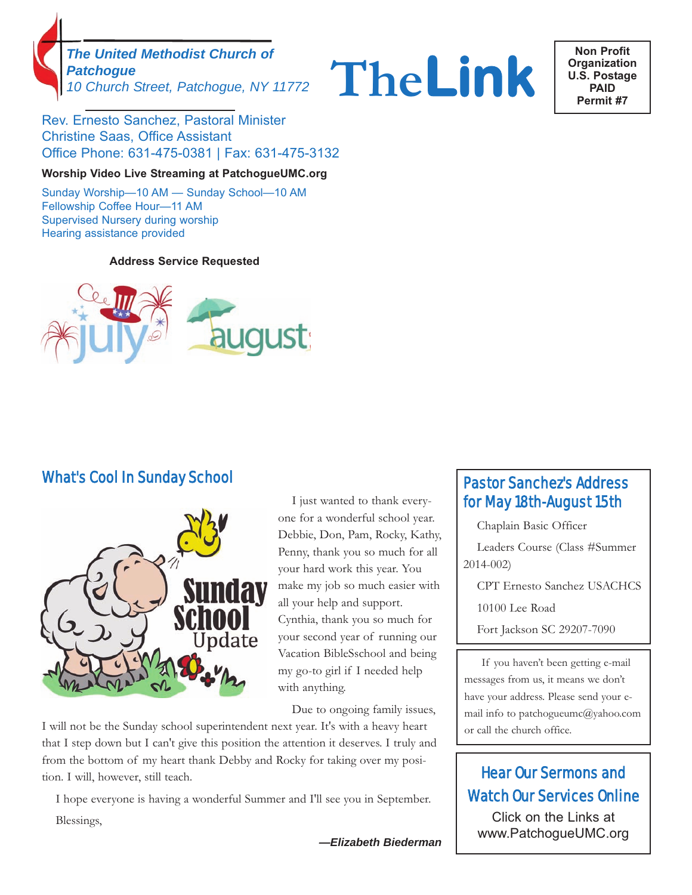*The United Methodist Church of Patchogue*
*10 Church Street, Patchogue, NY 11772*

# The Link

**Non Profit Organization**
**U.S. Postage**
**PAID**
**Permit #7**

Rev. Ernesto Sanchez, Pastoral Minister
Christine Saas, Office Assistant
Office Phone: 631-475-0381 | Fax: 631-475-3132

**Worship Video Live Streaming at PatchogueUMC.org**

Sunday Worship—10 AM — Sunday School—10 AM
Fellowship Coffee Hour—11 AM
Supervised Nursery during worship
Hearing assistance provided

**Address Service Requested**

july august

## What's Cool In Sunday School

Sunday School Update

I just wanted to thank everyone for a wonderful school year. Debbie, Don, Pam, Rocky, Kathy, Penny, thank you so much for all your hard work this year. You make my job so much easier with all your help and support. Cynthia, thank you so much for your second year of running our Vacation BibleSschool and being my go-to girl if I needed help with anything.

Due to ongoing family issues, I will not be the Sunday school superintendent next year. It's with a heavy heart that I step down but I can't give this position the attention it deserves. I truly and from the bottom of my heart thank Debby and Rocky for taking over my position. I will, however, still teach.

I hope everyone is having a wonderful Summer and I'll see you in September.

Blessings,

***—Elizabeth Biederman***

## Pastor Sanchez's Address for May 18th-August 15th

Chaplain Basic Officer

Leaders Course (Class #Summer 2014-002)

CPT Ernesto Sanchez USACHCS

10100 Lee Road

Fort Jackson SC 29207-7090

If you haven't been getting e-mail messages from us, it means we don't have your address. Please send your e-mail info to patchogueumc@yahoo.com or call the church office.

## Hear Our Sermons and Watch Our Services Online

Click on the Links at www.PatchogueUMC.org